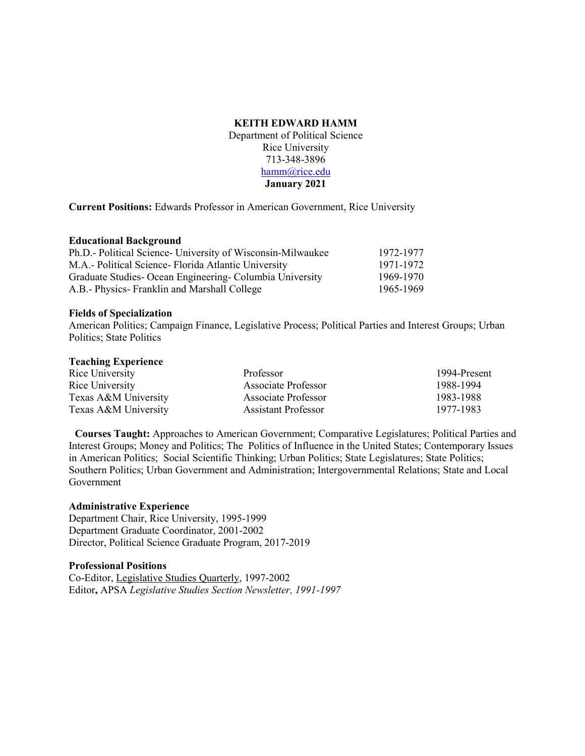**KEITH EDWARD HAMM**
Department of Political Science
Rice University
713-348-3896
hamm@rice.edu
**January 2021**

**Current Positions:** Edwards Professor in American Government, Rice University

**Educational Background**

| | |
|---|---|
| Ph.D.- Political Science- University of Wisconsin-Milwaukee | 1972-1977 |
| M.A.- Political Science- Florida Atlantic University | 1971-1972 |
| Graduate Studies- Ocean Engineering- Columbia University | 1969-1970 |
| A.B.- Physics- Franklin and Marshall College | 1965-1969 |

**Fields of Specialization**
American Politics; Campaign Finance, Legislative Process; Political Parties and Interest Groups; Urban Politics; State Politics

**Teaching Experience**

| | | |
|---|---|---|
| Rice University | Professor | 1994-Present |
| Rice University | Associate Professor | 1988-1994 |
| Texas A&M University | Associate Professor | 1983-1988 |
| Texas A&M University | Assistant Professor | 1977-1983 |

**Courses Taught:** Approaches to American Government; Comparative Legislatures; Political Parties and Interest Groups; Money and Politics; The Politics of Influence in the United States; Contemporary Issues in American Politics; Social Scientific Thinking; Urban Politics; State Legislatures; State Politics; Southern Politics; Urban Government and Administration; Intergovernmental Relations; State and Local Government

**Administrative Experience**
Department Chair, Rice University, 1995-1999
Department Graduate Coordinator, 2001-2002
Director, Political Science Graduate Program, 2017-2019

**Professional Positions**
Co-Editor, Legislative Studies Quarterly, 1997-2002
Editor**,** APSA *Legislative Studies Section Newsletter, 1991-1997*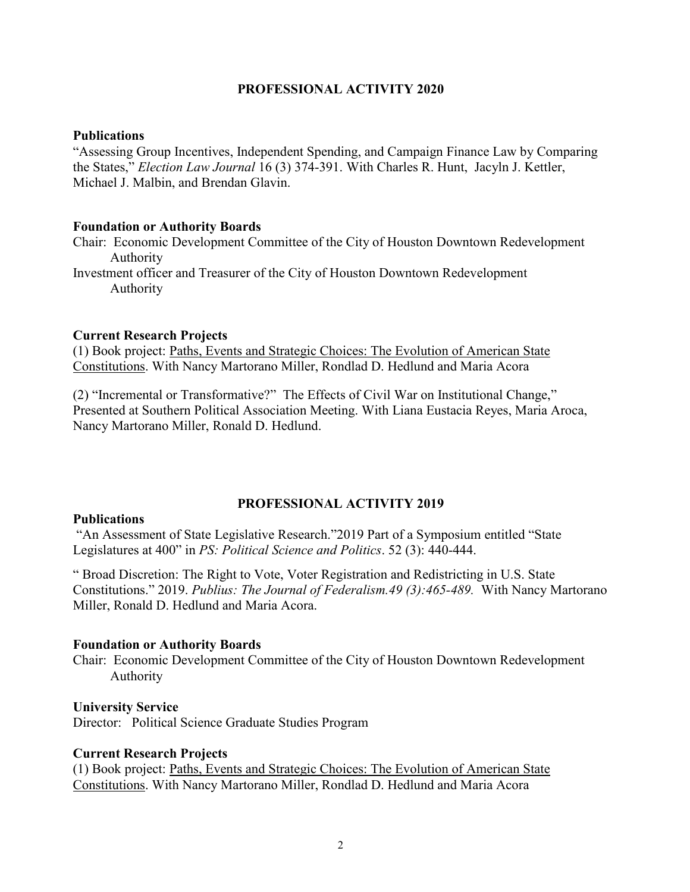## PROFESSIONAL ACTIVITY 2020

### Publications

"Assessing Group Incentives, Independent Spending, and Campaign Finance Law by Comparing the States," *Election Law Journal* 16 (3) 374-391. With Charles R. Hunt, Jacyln J. Kettler, Michael J. Malbin, and Brendan Glavin.

### Foundation or Authority Boards

Chair: Economic Development Committee of the City of Houston Downtown Redevelopment Authority

Investment officer and Treasurer of the City of Houston Downtown Redevelopment Authority

### Current Research Projects

(1) Book project: <u>Paths, Events and Strategic Choices: The Evolution of American State Constitutions</u>. With Nancy Martorano Miller, Rondlad D. Hedlund and Maria Acora

(2) "Incremental or Transformative?" The Effects of Civil War on Institutional Change," Presented at Southern Political Association Meeting. With Liana Eustacia Reyes, Maria Aroca, Nancy Martorano Miller, Ronald D. Hedlund.

## PROFESSIONAL ACTIVITY 2019

### Publications

"An Assessment of State Legislative Research."2019 Part of a Symposium entitled "State Legislatures at 400" in *PS: Political Science and Politics*. 52 (3): 440-444.

" Broad Discretion: The Right to Vote, Voter Registration and Redistricting in U.S. State Constitutions." 2019. *Publius: The Journal of Federalism.49 (3):465-489.* With Nancy Martorano Miller, Ronald D. Hedlund and Maria Acora.

### Foundation or Authority Boards

Chair: Economic Development Committee of the City of Houston Downtown Redevelopment Authority

### University Service

Director: Political Science Graduate Studies Program

### Current Research Projects

(1) Book project: <u>Paths, Events and Strategic Choices: The Evolution of American State Constitutions</u>. With Nancy Martorano Miller, Rondlad D. Hedlund and Maria Acora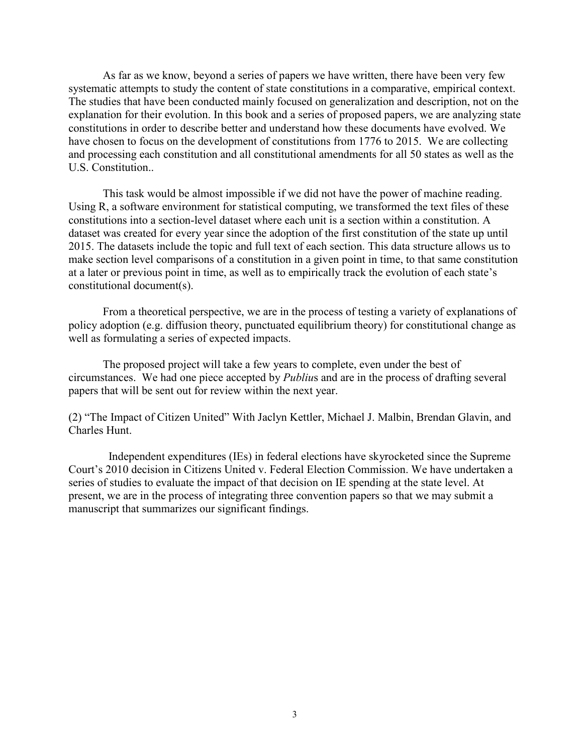As far as we know, beyond a series of papers we have written, there have been very few systematic attempts to study the content of state constitutions in a comparative, empirical context. The studies that have been conducted mainly focused on generalization and description, not on the explanation for their evolution. In this book and a series of proposed papers, we are analyzing state constitutions in order to describe better and understand how these documents have evolved. We have chosen to focus on the development of constitutions from 1776 to 2015. We are collecting and processing each constitution and all constitutional amendments for all 50 states as well as the U.S. Constitution..

This task would be almost impossible if we did not have the power of machine reading. Using R, a software environment for statistical computing, we transformed the text files of these constitutions into a section-level dataset where each unit is a section within a constitution. A dataset was created for every year since the adoption of the first constitution of the state up until 2015. The datasets include the topic and full text of each section. This data structure allows us to make section level comparisons of a constitution in a given point in time, to that same constitution at a later or previous point in time, as well as to empirically track the evolution of each state's constitutional document(s).

From a theoretical perspective, we are in the process of testing a variety of explanations of policy adoption (e.g. diffusion theory, punctuated equilibrium theory) for constitutional change as well as formulating a series of expected impacts.

The proposed project will take a few years to complete, even under the best of circumstances. We had one piece accepted by *Publiu*s and are in the process of drafting several papers that will be sent out for review within the next year.

(2) "The Impact of Citizen United" With Jaclyn Kettler, Michael J. Malbin, Brendan Glavin, and Charles Hunt.

Independent expenditures (IEs) in federal elections have skyrocketed since the Supreme Court's 2010 decision in Citizens United v. Federal Election Commission. We have undertaken a series of studies to evaluate the impact of that decision on IE spending at the state level. At present, we are in the process of integrating three convention papers so that we may submit a manuscript that summarizes our significant findings.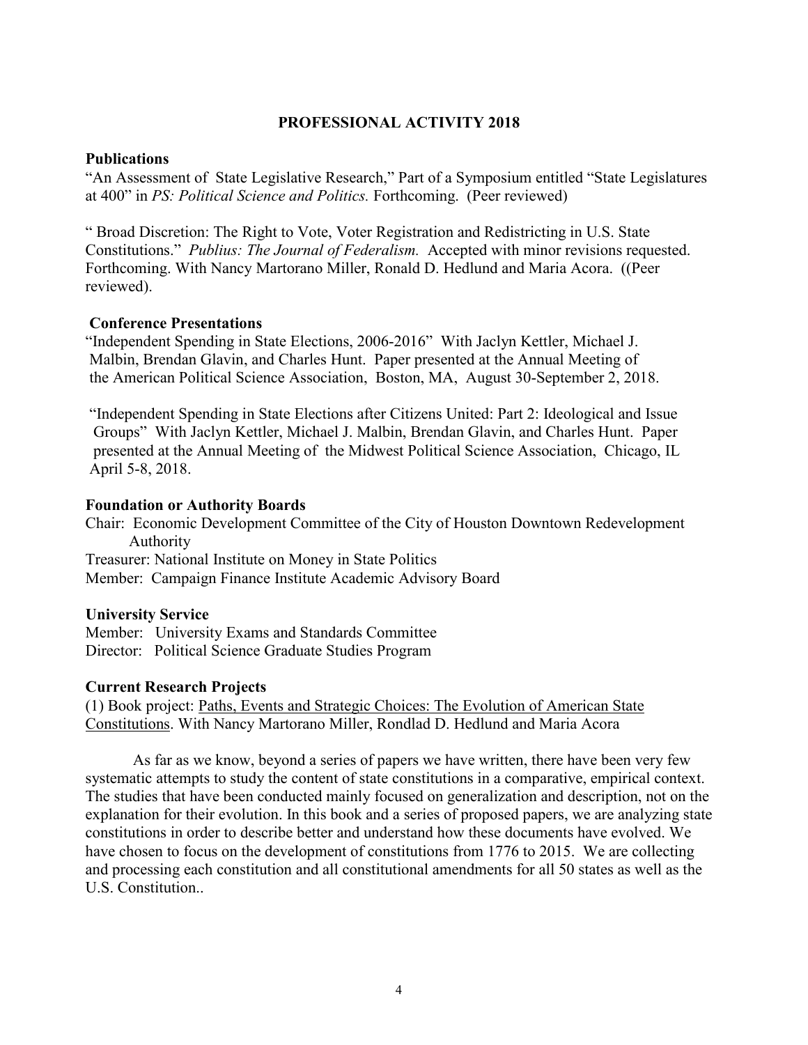## PROFESSIONAL ACTIVITY 2018

### Publications

"An Assessment of State Legislative Research," Part of a Symposium entitled "State Legislatures at 400" in *PS: Political Science and Politics.* Forthcoming. (Peer reviewed)

" Broad Discretion: The Right to Vote, Voter Registration and Redistricting in U.S. State Constitutions." *Publius: The Journal of Federalism.* Accepted with minor revisions requested. Forthcoming. With Nancy Martorano Miller, Ronald D. Hedlund and Maria Acora. ((Peer reviewed).

### Conference Presentations

"Independent Spending in State Elections, 2006-2016" With Jaclyn Kettler, Michael J. Malbin, Brendan Glavin, and Charles Hunt. Paper presented at the Annual Meeting of the American Political Science Association, Boston, MA, August 30-September 2, 2018.

"Independent Spending in State Elections after Citizens United: Part 2: Ideological and Issue Groups" With Jaclyn Kettler, Michael J. Malbin, Brendan Glavin, and Charles Hunt. Paper presented at the Annual Meeting of the Midwest Political Science Association, Chicago, IL April 5-8, 2018.

### Foundation or Authority Boards

Chair: Economic Development Committee of the City of Houston Downtown Redevelopment Authority
Treasurer: National Institute on Money in State Politics
Member: Campaign Finance Institute Academic Advisory Board

### University Service

Member: University Exams and Standards Committee
Director: Political Science Graduate Studies Program

### Current Research Projects

(1) Book project: Paths, Events and Strategic Choices: The Evolution of American State Constitutions. With Nancy Martorano Miller, Rondlad D. Hedlund and Maria Acora

As far as we know, beyond a series of papers we have written, there have been very few systematic attempts to study the content of state constitutions in a comparative, empirical context. The studies that have been conducted mainly focused on generalization and description, not on the explanation for their evolution. In this book and a series of proposed papers, we are analyzing state constitutions in order to describe better and understand how these documents have evolved. We have chosen to focus on the development of constitutions from 1776 to 2015. We are collecting and processing each constitution and all constitutional amendments for all 50 states as well as the U.S. Constitution..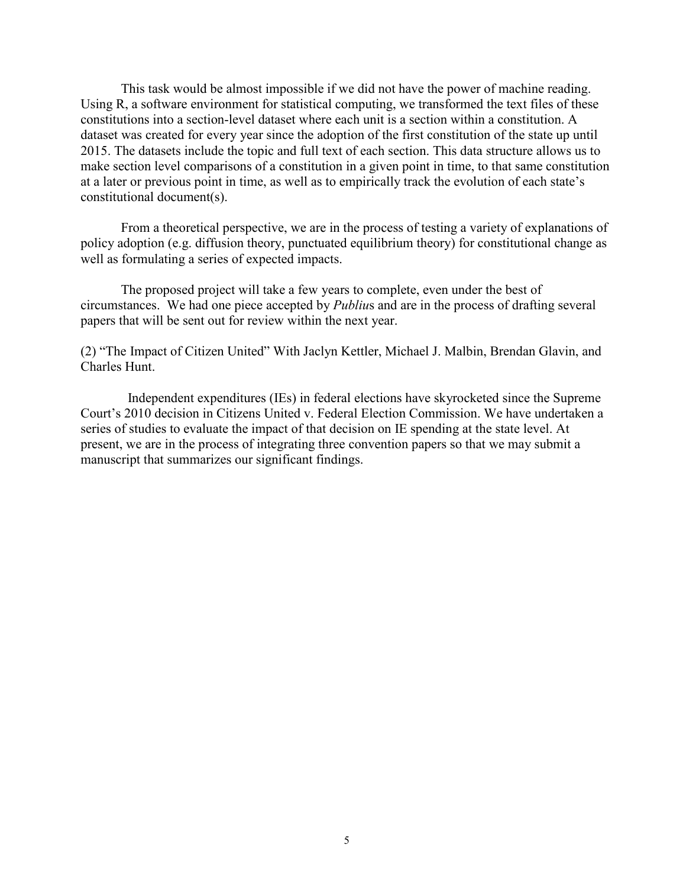This task would be almost impossible if we did not have the power of machine reading. Using R, a software environment for statistical computing, we transformed the text files of these constitutions into a section-level dataset where each unit is a section within a constitution. A dataset was created for every year since the adoption of the first constitution of the state up until 2015. The datasets include the topic and full text of each section. This data structure allows us to make section level comparisons of a constitution in a given point in time, to that same constitution at a later or previous point in time, as well as to empirically track the evolution of each state's constitutional document(s).

From a theoretical perspective, we are in the process of testing a variety of explanations of policy adoption (e.g. diffusion theory, punctuated equilibrium theory) for constitutional change as well as formulating a series of expected impacts.

The proposed project will take a few years to complete, even under the best of circumstances. We had one piece accepted by *Publiu*s and are in the process of drafting several papers that will be sent out for review within the next year.

(2) "The Impact of Citizen United" With Jaclyn Kettler, Michael J. Malbin, Brendan Glavin, and Charles Hunt.

Independent expenditures (IEs) in federal elections have skyrocketed since the Supreme Court's 2010 decision in Citizens United v. Federal Election Commission. We have undertaken a series of studies to evaluate the impact of that decision on IE spending at the state level. At present, we are in the process of integrating three convention papers so that we may submit a manuscript that summarizes our significant findings.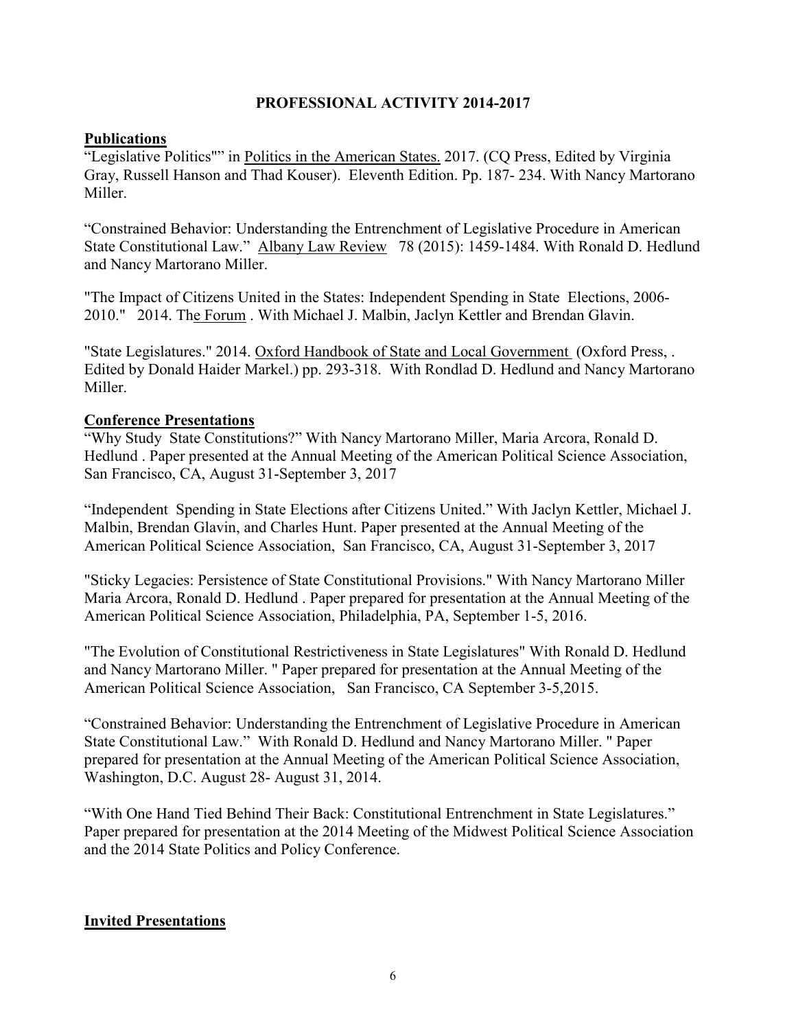## PROFESSIONAL ACTIVITY 2014-2017

### Publications

"Legislative Politics"" in Politics in the American States. 2017. (CQ Press, Edited by Virginia Gray, Russell Hanson and Thad Kouser). Eleventh Edition. Pp. 187- 234. With Nancy Martorano Miller.

"Constrained Behavior: Understanding the Entrenchment of Legislative Procedure in American State Constitutional Law." Albany Law Review 78 (2015): 1459-1484. With Ronald D. Hedlund and Nancy Martorano Miller.

"The Impact of Citizens United in the States: Independent Spending in State Elections, 2006-2010." 2014. The Forum . With Michael J. Malbin, Jaclyn Kettler and Brendan Glavin.

"State Legislatures." 2014. Oxford Handbook of State and Local Government (Oxford Press, . Edited by Donald Haider Markel.) pp. 293-318. With Rondlad D. Hedlund and Nancy Martorano Miller.

### Conference Presentations

"Why Study State Constitutions?" With Nancy Martorano Miller, Maria Arcora, Ronald D. Hedlund . Paper presented at the Annual Meeting of the American Political Science Association, San Francisco, CA, August 31-September 3, 2017

"Independent Spending in State Elections after Citizens United." With Jaclyn Kettler, Michael J. Malbin, Brendan Glavin, and Charles Hunt. Paper presented at the Annual Meeting of the American Political Science Association, San Francisco, CA, August 31-September 3, 2017

"Sticky Legacies: Persistence of State Constitutional Provisions." With Nancy Martorano Miller Maria Arcora, Ronald D. Hedlund . Paper prepared for presentation at the Annual Meeting of the American Political Science Association, Philadelphia, PA, September 1-5, 2016.

"The Evolution of Constitutional Restrictiveness in State Legislatures" With Ronald D. Hedlund and Nancy Martorano Miller. " Paper prepared for presentation at the Annual Meeting of the American Political Science Association, San Francisco, CA September 3-5,2015.

"Constrained Behavior: Understanding the Entrenchment of Legislative Procedure in American State Constitutional Law." With Ronald D. Hedlund and Nancy Martorano Miller. " Paper prepared for presentation at the Annual Meeting of the American Political Science Association, Washington, D.C. August 28- August 31, 2014.

"With One Hand Tied Behind Their Back: Constitutional Entrenchment in State Legislatures." Paper prepared for presentation at the 2014 Meeting of the Midwest Political Science Association and the 2014 State Politics and Policy Conference.

### Invited Presentations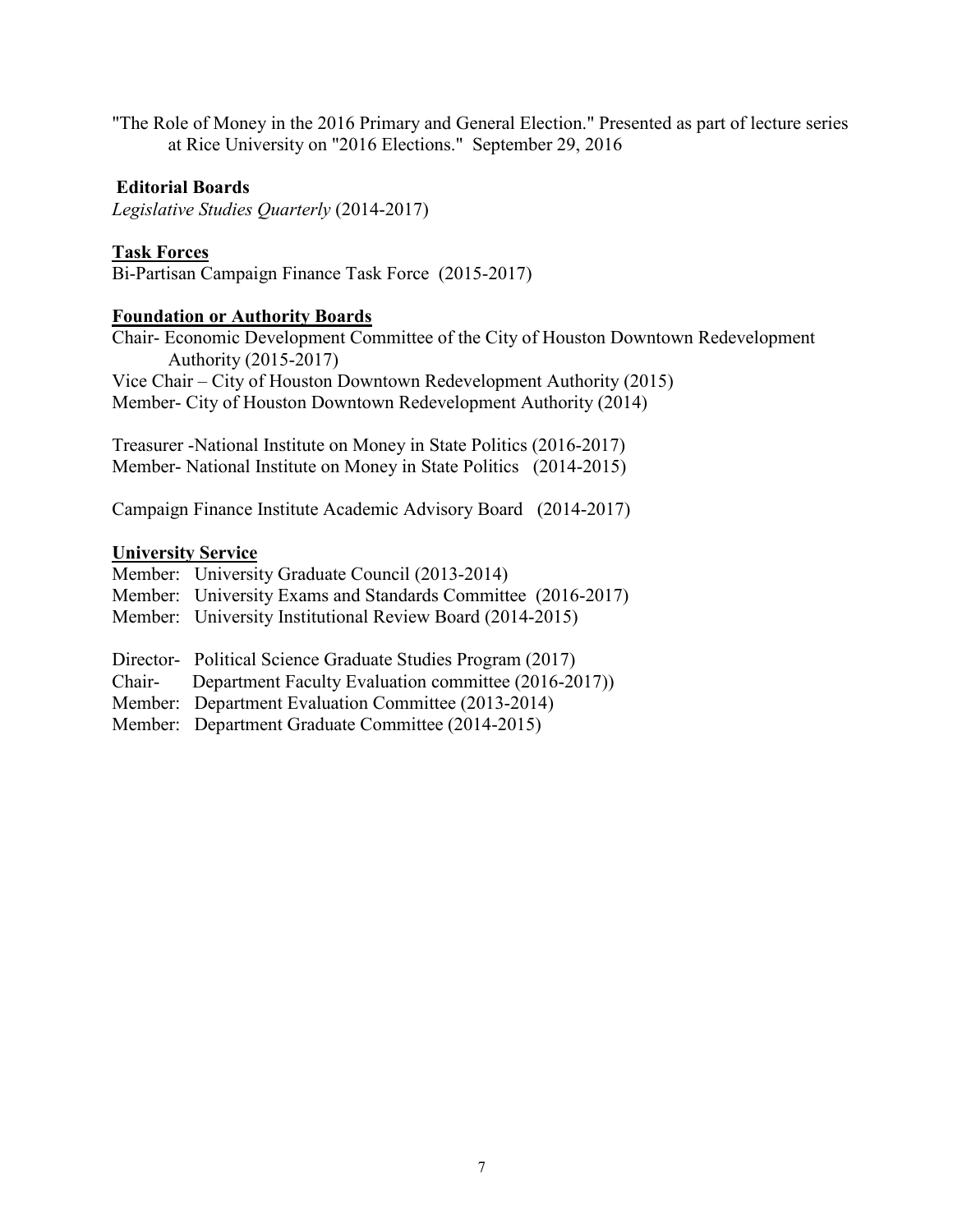"The Role of Money in the 2016 Primary and General Election." Presented as part of lecture series at Rice University on "2016 Elections." September 29, 2016

**Editorial Boards**

*Legislative Studies Quarterly* (2014-2017)

**Task Forces**

Bi-Partisan Campaign Finance Task Force (2015-2017)

**Foundation or Authority Boards**

Chair- Economic Development Committee of the City of Houston Downtown Redevelopment Authority (2015-2017)
Vice Chair – City of Houston Downtown Redevelopment Authority (2015)
Member- City of Houston Downtown Redevelopment Authority (2014)

Treasurer -National Institute on Money in State Politics (2016-2017)
Member- National Institute on Money in State Politics (2014-2015)

Campaign Finance Institute Academic Advisory Board (2014-2017)

**University Service**

Member: University Graduate Council (2013-2014)
Member: University Exams and Standards Committee (2016-2017)
Member: University Institutional Review Board (2014-2015)

Director- Political Science Graduate Studies Program (2017)
Chair- Department Faculty Evaluation committee (2016-2017))
Member: Department Evaluation Committee (2013-2014)
Member: Department Graduate Committee (2014-2015)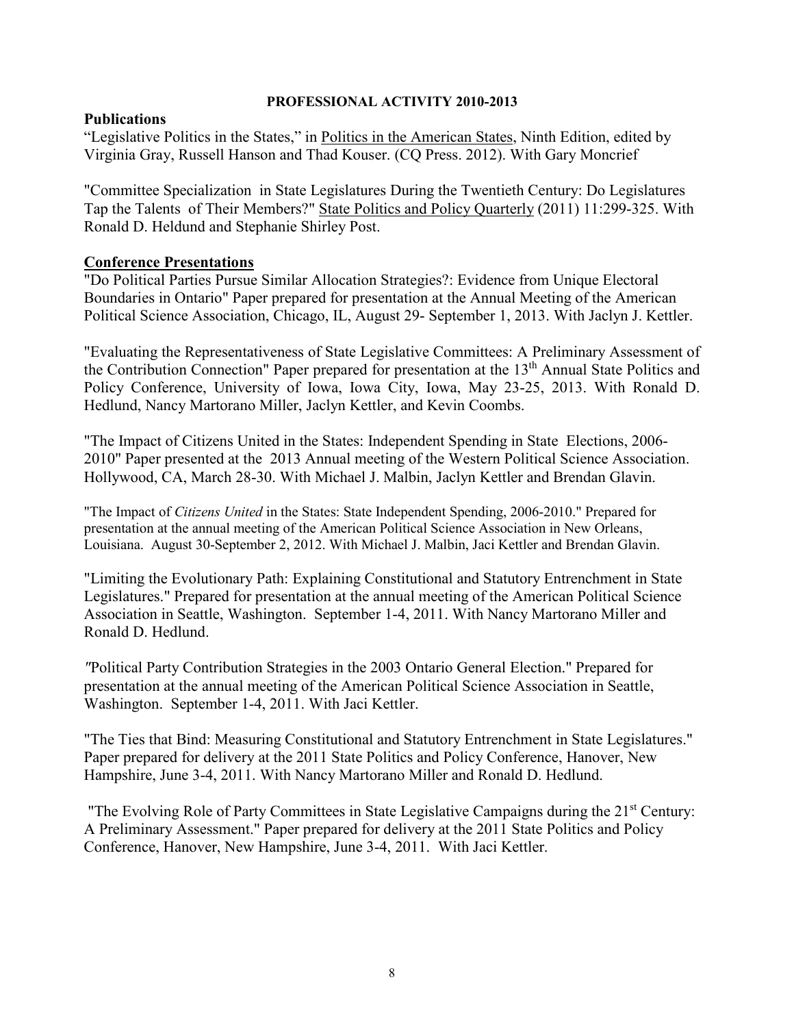**PROFESSIONAL ACTIVITY 2010-2013**

**Publications**

"Legislative Politics in the States," in Politics in the American States, Ninth Edition, edited by Virginia Gray, Russell Hanson and Thad Kouser. (CQ Press. 2012). With Gary Moncrief

"Committee Specialization in State Legislatures During the Twentieth Century: Do Legislatures Tap the Talents of Their Members?" State Politics and Policy Quarterly (2011) 11:299-325. With Ronald D. Heldund and Stephanie Shirley Post.

**Conference Presentations**

"Do Political Parties Pursue Similar Allocation Strategies?: Evidence from Unique Electoral Boundaries in Ontario" Paper prepared for presentation at the Annual Meeting of the American Political Science Association, Chicago, IL, August 29- September 1, 2013. With Jaclyn J. Kettler.

"Evaluating the Representativeness of State Legislative Committees: A Preliminary Assessment of the Contribution Connection" Paper prepared for presentation at the 13th Annual State Politics and Policy Conference, University of Iowa, Iowa City, Iowa, May 23-25, 2013. With Ronald D. Hedlund, Nancy Martorano Miller, Jaclyn Kettler, and Kevin Coombs.

"The Impact of Citizens United in the States: Independent Spending in State Elections, 2006-2010" Paper presented at the 2013 Annual meeting of the Western Political Science Association. Hollywood, CA, March 28-30. With Michael J. Malbin, Jaclyn Kettler and Brendan Glavin.

"The Impact of *Citizens United* in the States: State Independent Spending, 2006-2010." Prepared for presentation at the annual meeting of the American Political Science Association in New Orleans, Louisiana. August 30-September 2, 2012. With Michael J. Malbin, Jaci Kettler and Brendan Glavin.

"Limiting the Evolutionary Path: Explaining Constitutional and Statutory Entrenchment in State Legislatures." Prepared for presentation at the annual meeting of the American Political Science Association in Seattle, Washington. September 1-4, 2011. With Nancy Martorano Miller and Ronald D. Hedlund.

"Political Party Contribution Strategies in the 2003 Ontario General Election." Prepared for presentation at the annual meeting of the American Political Science Association in Seattle, Washington. September 1-4, 2011. With Jaci Kettler.

"The Ties that Bind: Measuring Constitutional and Statutory Entrenchment in State Legislatures." Paper prepared for delivery at the 2011 State Politics and Policy Conference, Hanover, New Hampshire, June 3-4, 2011. With Nancy Martorano Miller and Ronald D. Hedlund.

"The Evolving Role of Party Committees in State Legislative Campaigns during the 21st Century: A Preliminary Assessment." Paper prepared for delivery at the 2011 State Politics and Policy Conference, Hanover, New Hampshire, June 3-4, 2011. With Jaci Kettler.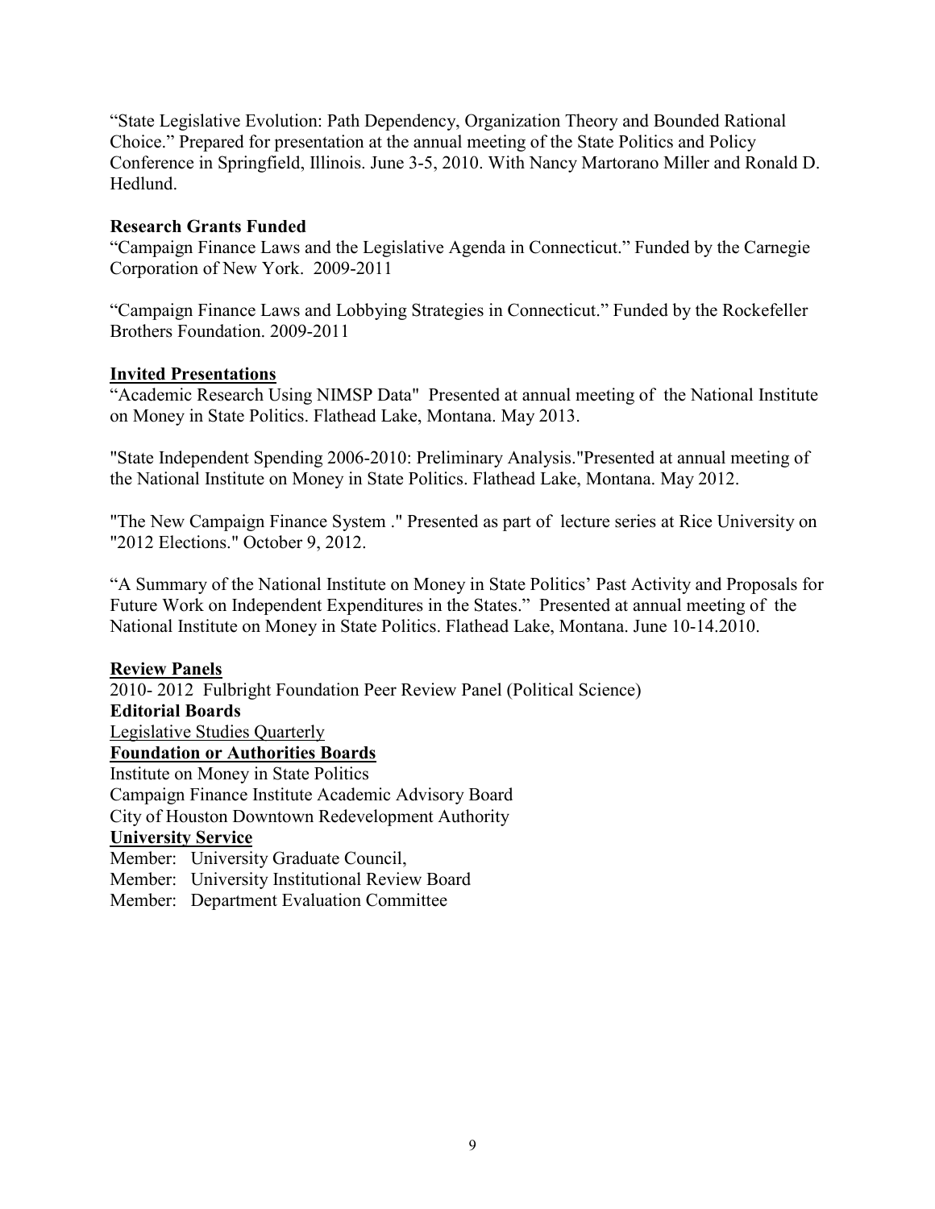"State Legislative Evolution: Path Dependency, Organization Theory and Bounded Rational Choice." Prepared for presentation at the annual meeting of the State Politics and Policy Conference in Springfield, Illinois. June 3-5, 2010. With Nancy Martorano Miller and Ronald D. Hedlund.

**Research Grants Funded**

"Campaign Finance Laws and the Legislative Agenda in Connecticut." Funded by the Carnegie Corporation of New York. 2009-2011

"Campaign Finance Laws and Lobbying Strategies in Connecticut." Funded by the Rockefeller Brothers Foundation. 2009-2011

**Invited Presentations**

"Academic Research Using NIMSP Data" Presented at annual meeting of the National Institute on Money in State Politics. Flathead Lake, Montana. May 2013.

"State Independent Spending 2006-2010: Preliminary Analysis."Presented at annual meeting of the National Institute on Money in State Politics. Flathead Lake, Montana. May 2012.

"The New Campaign Finance System ." Presented as part of lecture series at Rice University on "2012 Elections." October 9, 2012.

"A Summary of the National Institute on Money in State Politics' Past Activity and Proposals for Future Work on Independent Expenditures in the States." Presented at annual meeting of the National Institute on Money in State Politics. Flathead Lake, Montana. June 10-14.2010.

**Review Panels**

2010- 2012 Fulbright Foundation Peer Review Panel (Political Science)

**Editorial Boards**

Legislative Studies Quarterly

**Foundation or Authorities Boards**

Institute on Money in State Politics
Campaign Finance Institute Academic Advisory Board
City of Houston Downtown Redevelopment Authority

**University Service**

Member: University Graduate Council,
Member: University Institutional Review Board
Member: Department Evaluation Committee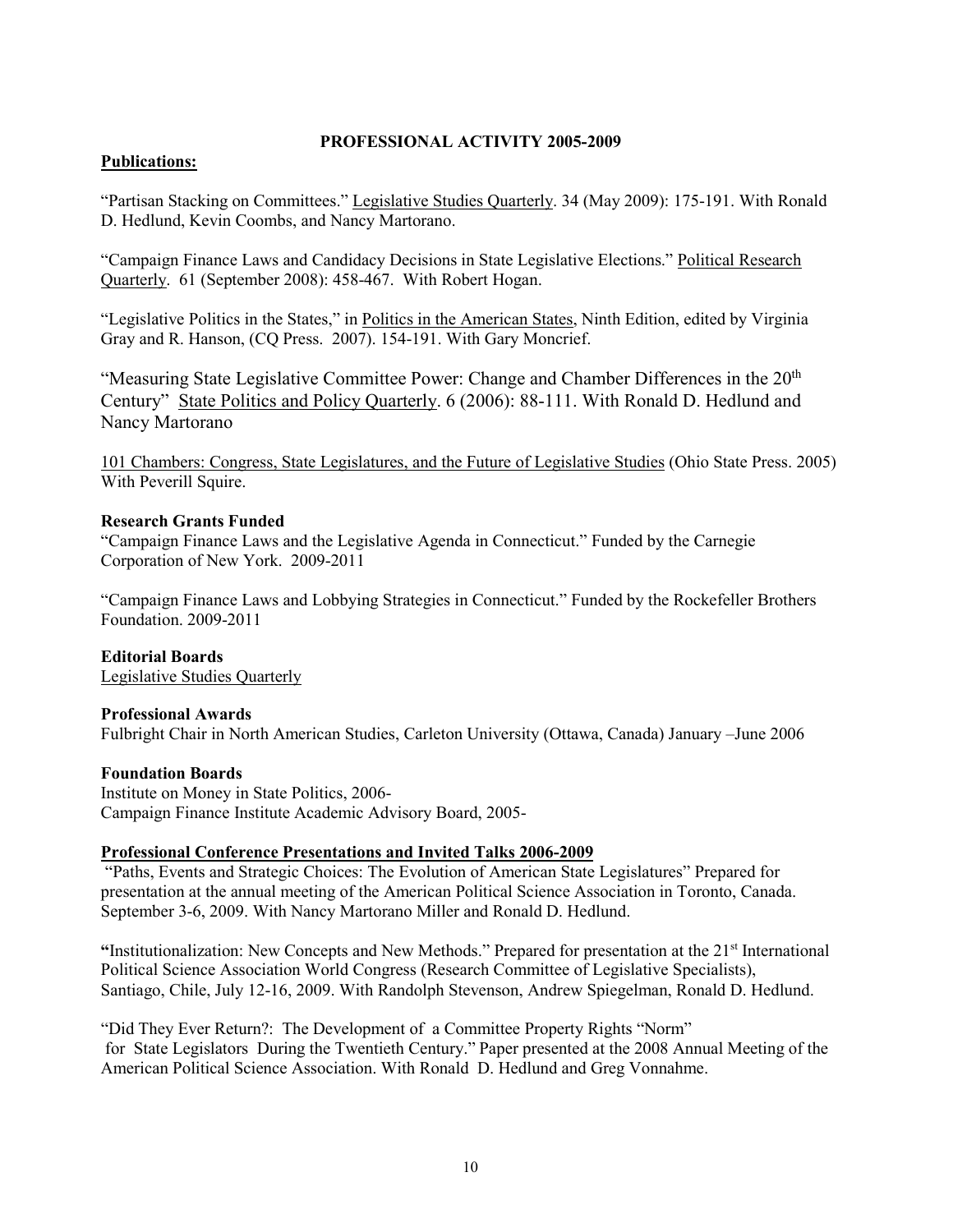**PROFESSIONAL ACTIVITY 2005-2009**

**Publications:**

"Partisan Stacking on Committees." Legislative Studies Quarterly. 34 (May 2009): 175-191. With Ronald D. Hedlund, Kevin Coombs, and Nancy Martorano.

"Campaign Finance Laws and Candidacy Decisions in State Legislative Elections." Political Research Quarterly. 61 (September 2008): 458-467. With Robert Hogan.

"Legislative Politics in the States," in Politics in the American States, Ninth Edition, edited by Virginia Gray and R. Hanson, (CQ Press. 2007). 154-191. With Gary Moncrief.

"Measuring State Legislative Committee Power: Change and Chamber Differences in the 20th Century" State Politics and Policy Quarterly. 6 (2006): 88-111. With Ronald D. Hedlund and Nancy Martorano

101 Chambers: Congress, State Legislatures, and the Future of Legislative Studies (Ohio State Press. 2005) With Peverill Squire.

**Research Grants Funded**

"Campaign Finance Laws and the Legislative Agenda in Connecticut." Funded by the Carnegie Corporation of New York. 2009-2011

"Campaign Finance Laws and Lobbying Strategies in Connecticut." Funded by the Rockefeller Brothers Foundation. 2009-2011

**Editorial Boards**

Legislative Studies Quarterly

**Professional Awards**

Fulbright Chair in North American Studies, Carleton University (Ottawa, Canada) January –June 2006

**Foundation Boards**

Institute on Money in State Politics, 2006-
Campaign Finance Institute Academic Advisory Board, 2005-

**Professional Conference Presentations and Invited Talks 2006-2009**

"Paths, Events and Strategic Choices: The Evolution of American State Legislatures" Prepared for presentation at the annual meeting of the American Political Science Association in Toronto, Canada. September 3-6, 2009. With Nancy Martorano Miller and Ronald D. Hedlund.

"Institutionalization: New Concepts and New Methods." Prepared for presentation at the 21st International Political Science Association World Congress (Research Committee of Legislative Specialists), Santiago, Chile, July 12-16, 2009. With Randolph Stevenson, Andrew Spiegelman, Ronald D. Hedlund.

"Did They Ever Return?: The Development of a Committee Property Rights "Norm" for State Legislators During the Twentieth Century." Paper presented at the 2008 Annual Meeting of the American Political Science Association. With Ronald D. Hedlund and Greg Vonnahme.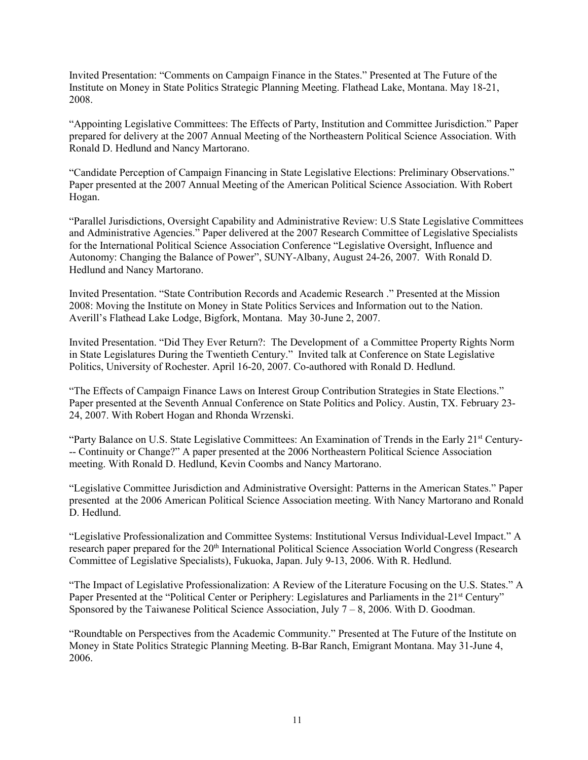Invited Presentation: "Comments on Campaign Finance in the States." Presented at The Future of the Institute on Money in State Politics Strategic Planning Meeting. Flathead Lake, Montana. May 18-21, 2008.

"Appointing Legislative Committees: The Effects of Party, Institution and Committee Jurisdiction." Paper prepared for delivery at the 2007 Annual Meeting of the Northeastern Political Science Association. With Ronald D. Hedlund and Nancy Martorano.

"Candidate Perception of Campaign Financing in State Legislative Elections: Preliminary Observations." Paper presented at the 2007 Annual Meeting of the American Political Science Association. With Robert Hogan.

"Parallel Jurisdictions, Oversight Capability and Administrative Review: U.S State Legislative Committees and Administrative Agencies." Paper delivered at the 2007 Research Committee of Legislative Specialists for the International Political Science Association Conference "Legislative Oversight, Influence and Autonomy: Changing the Balance of Power", SUNY-Albany, August 24-26, 2007. With Ronald D. Hedlund and Nancy Martorano.

Invited Presentation. "State Contribution Records and Academic Research ." Presented at the Mission 2008: Moving the Institute on Money in State Politics Services and Information out to the Nation. Averill's Flathead Lake Lodge, Bigfork, Montana. May 30-June 2, 2007.

Invited Presentation. "Did They Ever Return?: The Development of a Committee Property Rights Norm in State Legislatures During the Twentieth Century." Invited talk at Conference on State Legislative Politics, University of Rochester. April 16-20, 2007. Co-authored with Ronald D. Hedlund.

"The Effects of Campaign Finance Laws on Interest Group Contribution Strategies in State Elections." Paper presented at the Seventh Annual Conference on State Politics and Policy. Austin, TX. February 23-24, 2007. With Robert Hogan and Rhonda Wrzenski.

"Party Balance on U.S. State Legislative Committees: An Examination of Trends in the Early 21st Century--- Continuity or Change?" A paper presented at the 2006 Northeastern Political Science Association meeting. With Ronald D. Hedlund, Kevin Coombs and Nancy Martorano.

"Legislative Committee Jurisdiction and Administrative Oversight: Patterns in the American States." Paper presented at the 2006 American Political Science Association meeting. With Nancy Martorano and Ronald D. Hedlund.

"Legislative Professionalization and Committee Systems: Institutional Versus Individual-Level Impact." A research paper prepared for the 20th International Political Science Association World Congress (Research Committee of Legislative Specialists), Fukuoka, Japan. July 9-13, 2006. With R. Hedlund.

"The Impact of Legislative Professionalization: A Review of the Literature Focusing on the U.S. States." A Paper Presented at the "Political Center or Periphery: Legislatures and Parliaments in the 21st Century" Sponsored by the Taiwanese Political Science Association, July 7 – 8, 2006. With D. Goodman.

"Roundtable on Perspectives from the Academic Community." Presented at The Future of the Institute on Money in State Politics Strategic Planning Meeting. B-Bar Ranch, Emigrant Montana. May 31-June 4, 2006.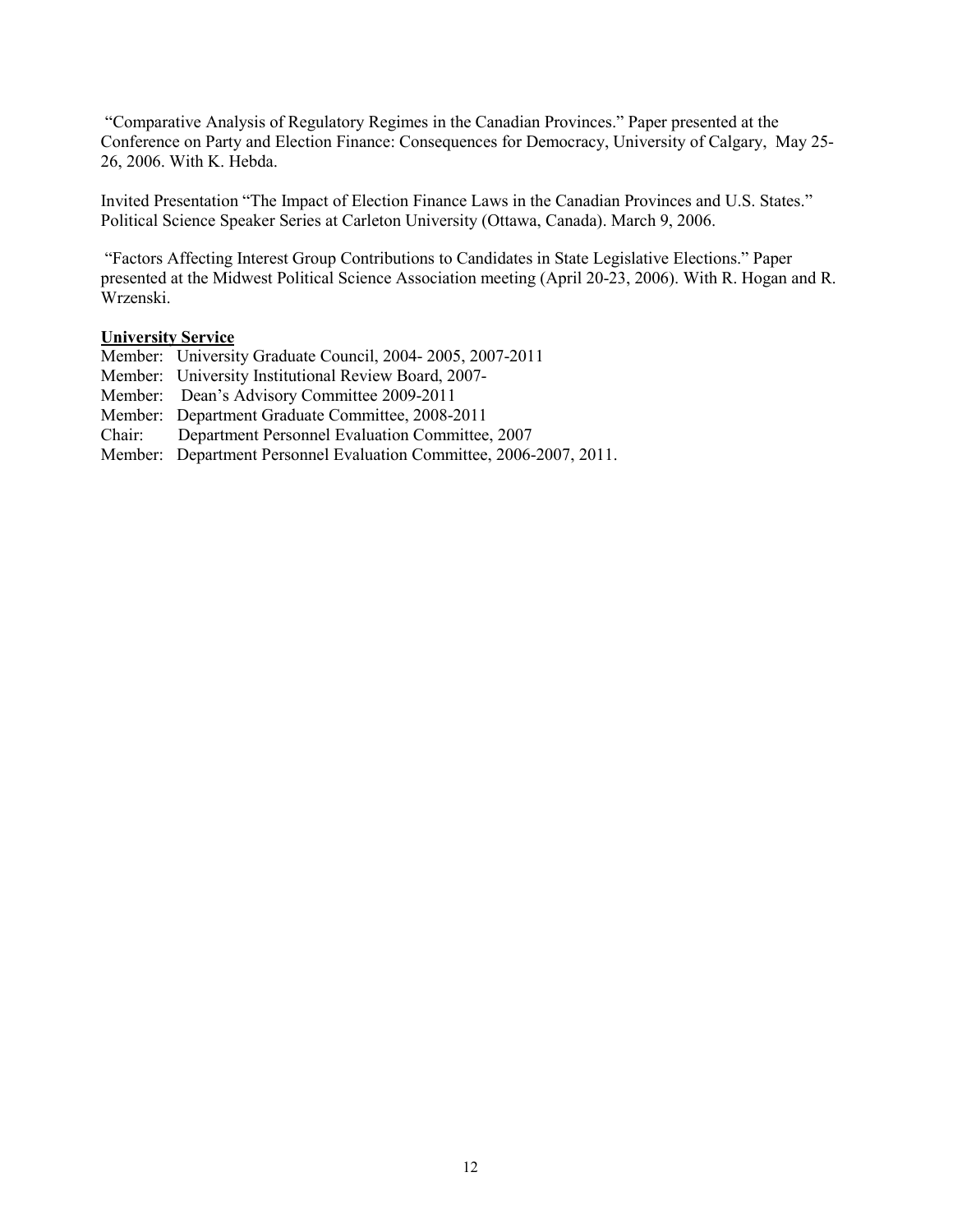"Comparative Analysis of Regulatory Regimes in the Canadian Provinces." Paper presented at the Conference on Party and Election Finance: Consequences for Democracy, University of Calgary, May 25-26, 2006. With K. Hebda.

Invited Presentation "The Impact of Election Finance Laws in the Canadian Provinces and U.S. States." Political Science Speaker Series at Carleton University (Ottawa, Canada). March 9, 2006.

"Factors Affecting Interest Group Contributions to Candidates in State Legislative Elections." Paper presented at the Midwest Political Science Association meeting (April 20-23, 2006). With R. Hogan and R. Wrzenski.

**University Service**

Member: University Graduate Council, 2004- 2005, 2007-2011
Member: University Institutional Review Board, 2007-
Member: Dean's Advisory Committee 2009-2011
Member: Department Graduate Committee, 2008-2011
Chair: Department Personnel Evaluation Committee, 2007
Member: Department Personnel Evaluation Committee, 2006-2007, 2011.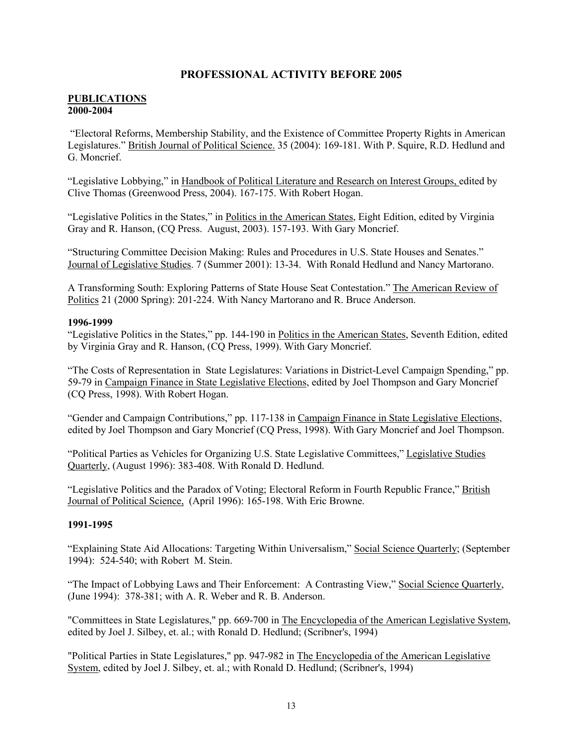## PROFESSIONAL ACTIVITY BEFORE 2005

**PUBLICATIONS**
**2000-2004**

"Electoral Reforms, Membership Stability, and the Existence of Committee Property Rights in American Legislatures." British Journal of Political Science. 35 (2004): 169-181. With P. Squire, R.D. Hedlund and G. Moncrief.

"Legislative Lobbying," in Handbook of Political Literature and Research on Interest Groups, edited by Clive Thomas (Greenwood Press, 2004). 167-175. With Robert Hogan.

"Legislative Politics in the States," in Politics in the American States, Eight Edition, edited by Virginia Gray and R. Hanson, (CQ Press. August, 2003). 157-193. With Gary Moncrief.

"Structuring Committee Decision Making: Rules and Procedures in U.S. State Houses and Senates." Journal of Legislative Studies. 7 (Summer 2001): 13-34. With Ronald Hedlund and Nancy Martorano.

A Transforming South: Exploring Patterns of State House Seat Contestation." The American Review of Politics 21 (2000 Spring): 201-224. With Nancy Martorano and R. Bruce Anderson.

**1996-1999**

"Legislative Politics in the States," pp. 144-190 in Politics in the American States, Seventh Edition, edited by Virginia Gray and R. Hanson, (CQ Press, 1999). With Gary Moncrief.

"The Costs of Representation in State Legislatures: Variations in District-Level Campaign Spending," pp. 59-79 in Campaign Finance in State Legislative Elections, edited by Joel Thompson and Gary Moncrief (CQ Press, 1998). With Robert Hogan.

"Gender and Campaign Contributions," pp. 117-138 in Campaign Finance in State Legislative Elections, edited by Joel Thompson and Gary Moncrief (CQ Press, 1998). With Gary Moncrief and Joel Thompson.

"Political Parties as Vehicles for Organizing U.S. State Legislative Committees," Legislative Studies Quarterly, (August 1996): 383-408. With Ronald D. Hedlund.

"Legislative Politics and the Paradox of Voting; Electoral Reform in Fourth Republic France," British Journal of Political Science, (April 1996): 165-198. With Eric Browne.

**1991-1995**

"Explaining State Aid Allocations: Targeting Within Universalism," Social Science Quarterly; (September 1994): 524-540; with Robert M. Stein.

"The Impact of Lobbying Laws and Their Enforcement: A Contrasting View," Social Science Quarterly, (June 1994): 378-381; with A. R. Weber and R. B. Anderson.

"Committees in State Legislatures," pp. 669-700 in The Encyclopedia of the American Legislative System, edited by Joel J. Silbey, et. al.; with Ronald D. Hedlund; (Scribner's, 1994)

"Political Parties in State Legislatures," pp. 947-982 in The Encyclopedia of the American Legislative System, edited by Joel J. Silbey, et. al.; with Ronald D. Hedlund; (Scribner's, 1994)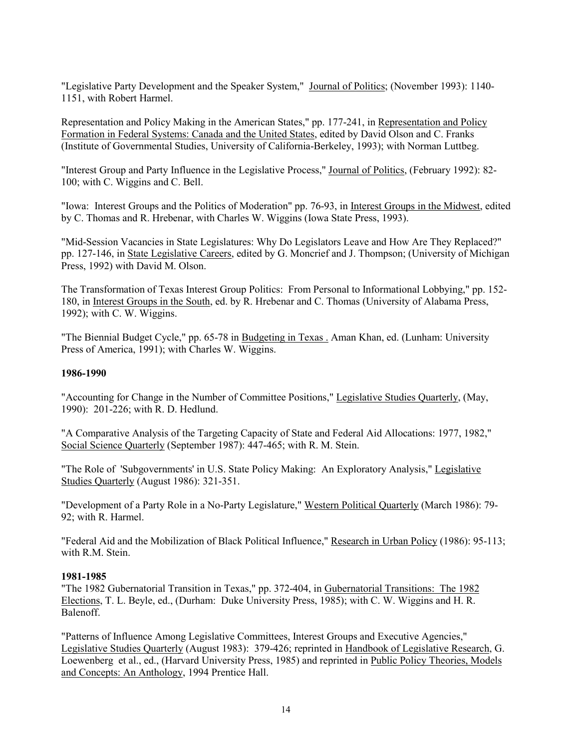"Legislative Party Development and the Speaker System," Journal of Politics; (November 1993): 1140-1151, with Robert Harmel.

Representation and Policy Making in the American States," pp. 177-241, in Representation and Policy Formation in Federal Systems: Canada and the United States, edited by David Olson and C. Franks (Institute of Governmental Studies, University of California-Berkeley, 1993); with Norman Luttbeg.

"Interest Group and Party Influence in the Legislative Process," Journal of Politics, (February 1992): 82-100; with C. Wiggins and C. Bell.

"Iowa: Interest Groups and the Politics of Moderation" pp. 76-93, in Interest Groups in the Midwest, edited by C. Thomas and R. Hrebenar, with Charles W. Wiggins (Iowa State Press, 1993).

"Mid-Session Vacancies in State Legislatures: Why Do Legislators Leave and How Are They Replaced?" pp. 127-146, in State Legislative Careers, edited by G. Moncrief and J. Thompson; (University of Michigan Press, 1992) with David M. Olson.

The Transformation of Texas Interest Group Politics: From Personal to Informational Lobbying," pp. 152-180, in Interest Groups in the South, ed. by R. Hrebenar and C. Thomas (University of Alabama Press, 1992); with C. W. Wiggins.

"The Biennial Budget Cycle," pp. 65-78 in Budgeting in Texas . Aman Khan, ed. (Lunham: University Press of America, 1991); with Charles W. Wiggins.

**1986-1990**

"Accounting for Change in the Number of Committee Positions," Legislative Studies Quarterly, (May, 1990): 201-226; with R. D. Hedlund.

"A Comparative Analysis of the Targeting Capacity of State and Federal Aid Allocations: 1977, 1982," Social Science Quarterly (September 1987): 447-465; with R. M. Stein.

"The Role of 'Subgovernments' in U.S. State Policy Making: An Exploratory Analysis," Legislative Studies Quarterly (August 1986): 321-351.

"Development of a Party Role in a No-Party Legislature," Western Political Quarterly (March 1986): 79-92; with R. Harmel.

"Federal Aid and the Mobilization of Black Political Influence," Research in Urban Policy (1986): 95-113; with R.M. Stein.

**1981-1985**

"The 1982 Gubernatorial Transition in Texas," pp. 372-404, in Gubernatorial Transitions: The 1982 Elections, T. L. Beyle, ed., (Durham: Duke University Press, 1985); with C. W. Wiggins and H. R. Balenoff.

"Patterns of Influence Among Legislative Committees, Interest Groups and Executive Agencies," Legislative Studies Quarterly (August 1983): 379-426; reprinted in Handbook of Legislative Research, G. Loewenberg et al., ed., (Harvard University Press, 1985) and reprinted in Public Policy Theories, Models and Concepts: An Anthology, 1994 Prentice Hall.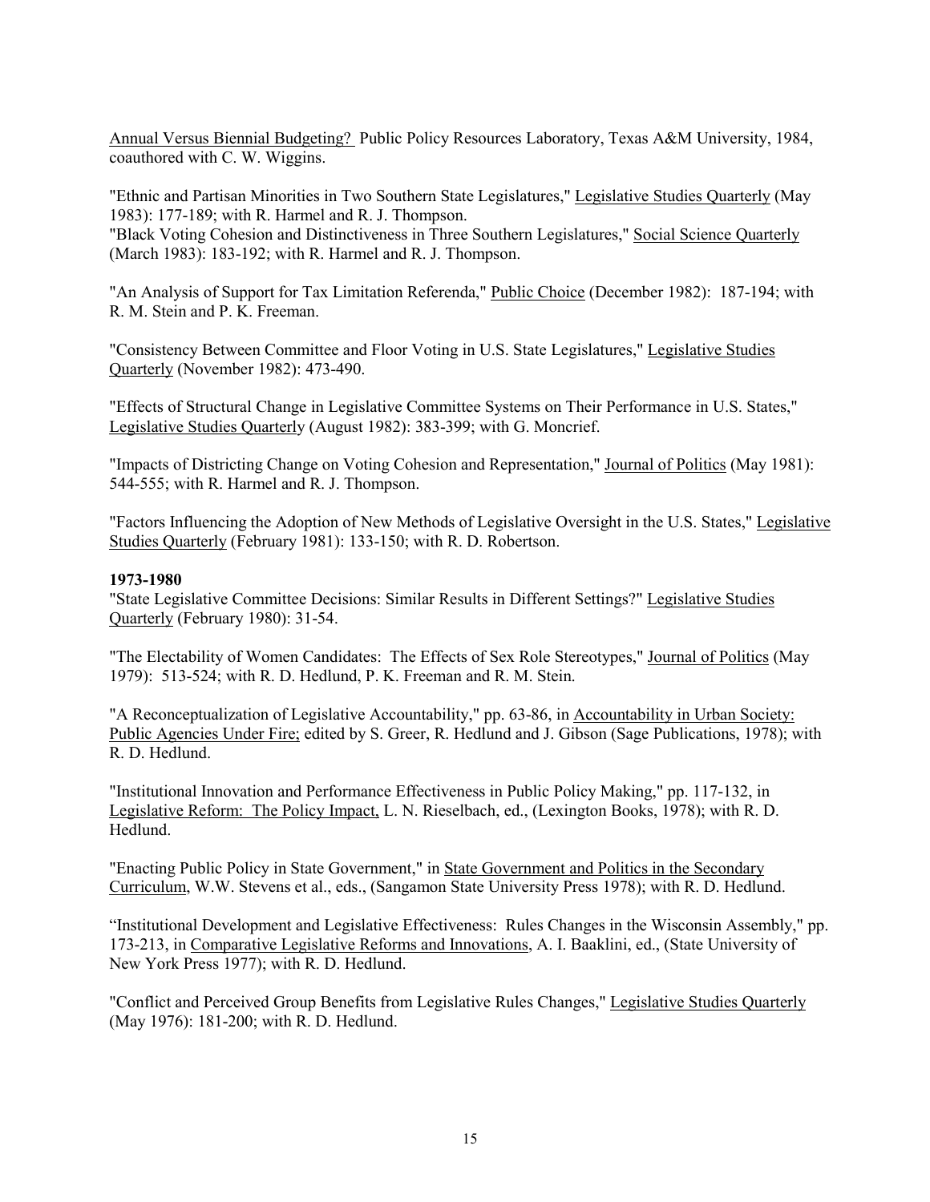Annual Versus Biennial Budgeting? Public Policy Resources Laboratory, Texas A&M University, 1984, coauthored with C. W. Wiggins.

"Ethnic and Partisan Minorities in Two Southern State Legislatures," Legislative Studies Quarterly (May 1983): 177-189; with R. Harmel and R. J. Thompson.
"Black Voting Cohesion and Distinctiveness in Three Southern Legislatures," Social Science Quarterly (March 1983): 183-192; with R. Harmel and R. J. Thompson.

"An Analysis of Support for Tax Limitation Referenda," Public Choice (December 1982): 187-194; with R. M. Stein and P. K. Freeman.

"Consistency Between Committee and Floor Voting in U.S. State Legislatures," Legislative Studies Quarterly (November 1982): 473-490.

"Effects of Structural Change in Legislative Committee Systems on Their Performance in U.S. States," Legislative Studies Quarterly (August 1982): 383-399; with G. Moncrief.

"Impacts of Districting Change on Voting Cohesion and Representation," Journal of Politics (May 1981): 544-555; with R. Harmel and R. J. Thompson.

"Factors Influencing the Adoption of New Methods of Legislative Oversight in the U.S. States," Legislative Studies Quarterly (February 1981): 133-150; with R. D. Robertson.

**1973-1980**
"State Legislative Committee Decisions: Similar Results in Different Settings?" Legislative Studies Quarterly (February 1980): 31-54.

"The Electability of Women Candidates: The Effects of Sex Role Stereotypes," Journal of Politics (May 1979): 513-524; with R. D. Hedlund, P. K. Freeman and R. M. Stein.

"A Reconceptualization of Legislative Accountability," pp. 63-86, in Accountability in Urban Society: Public Agencies Under Fire; edited by S. Greer, R. Hedlund and J. Gibson (Sage Publications, 1978); with R. D. Hedlund.

"Institutional Innovation and Performance Effectiveness in Public Policy Making," pp. 117-132, in Legislative Reform: The Policy Impact, L. N. Rieselbach, ed., (Lexington Books, 1978); with R. D. Hedlund.

"Enacting Public Policy in State Government," in State Government and Politics in the Secondary Curriculum, W.W. Stevens et al., eds., (Sangamon State University Press 1978); with R. D. Hedlund.

"Institutional Development and Legislative Effectiveness: Rules Changes in the Wisconsin Assembly," pp. 173-213, in Comparative Legislative Reforms and Innovations, A. I. Baaklini, ed., (State University of New York Press 1977); with R. D. Hedlund.

"Conflict and Perceived Group Benefits from Legislative Rules Changes," Legislative Studies Quarterly (May 1976): 181-200; with R. D. Hedlund.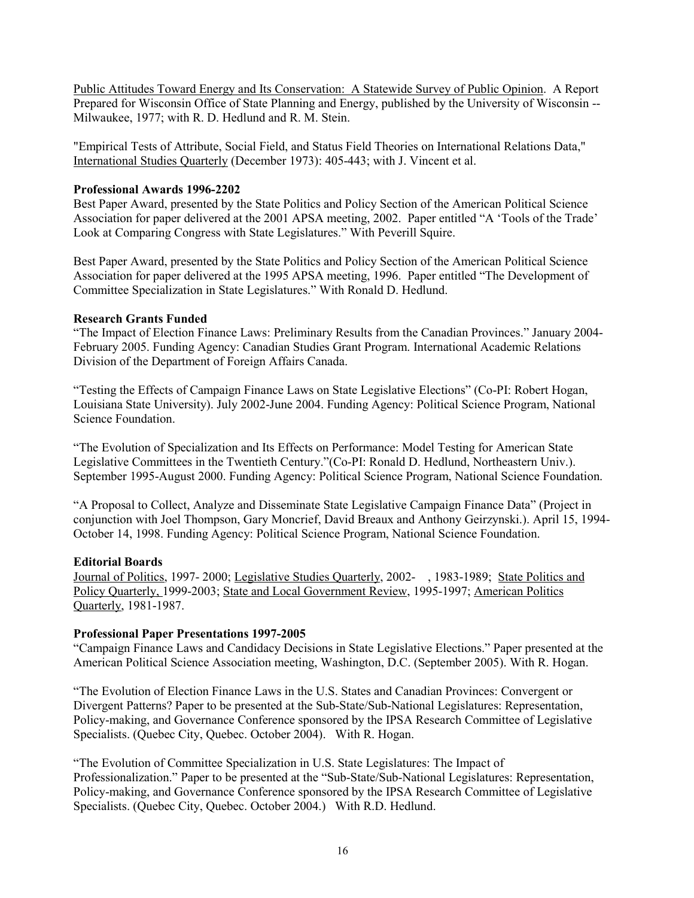Public Attitudes Toward Energy and Its Conservation: A Statewide Survey of Public Opinion. A Report Prepared for Wisconsin Office of State Planning and Energy, published by the University of Wisconsin -- Milwaukee, 1977; with R. D. Hedlund and R. M. Stein.

"Empirical Tests of Attribute, Social Field, and Status Field Theories on International Relations Data," International Studies Quarterly (December 1973): 405-443; with J. Vincent et al.

**Professional Awards 1996-2202**

Best Paper Award, presented by the State Politics and Policy Section of the American Political Science Association for paper delivered at the 2001 APSA meeting, 2002. Paper entitled "A 'Tools of the Trade' Look at Comparing Congress with State Legislatures." With Peverill Squire.

Best Paper Award, presented by the State Politics and Policy Section of the American Political Science Association for paper delivered at the 1995 APSA meeting, 1996. Paper entitled "The Development of Committee Specialization in State Legislatures." With Ronald D. Hedlund.

**Research Grants Funded**

"The Impact of Election Finance Laws: Preliminary Results from the Canadian Provinces." January 2004-February 2005. Funding Agency: Canadian Studies Grant Program. International Academic Relations Division of the Department of Foreign Affairs Canada.

"Testing the Effects of Campaign Finance Laws on State Legislative Elections" (Co-PI: Robert Hogan, Louisiana State University). July 2002-June 2004. Funding Agency: Political Science Program, National Science Foundation.

"The Evolution of Specialization and Its Effects on Performance: Model Testing for American State Legislative Committees in the Twentieth Century."(Co-PI: Ronald D. Hedlund, Northeastern Univ.). September 1995-August 2000. Funding Agency: Political Science Program, National Science Foundation.

"A Proposal to Collect, Analyze and Disseminate State Legislative Campaign Finance Data" (Project in conjunction with Joel Thompson, Gary Moncrief, David Breaux and Anthony Geirzynski.). April 15, 1994-October 14, 1998. Funding Agency: Political Science Program, National Science Foundation.

**Editorial Boards**

Journal of Politics, 1997- 2000; Legislative Studies Quarterly, 2002- , 1983-1989; State Politics and Policy Quarterly, 1999-2003; State and Local Government Review, 1995-1997; American Politics Quarterly, 1981-1987.

**Professional Paper Presentations 1997-2005**

"Campaign Finance Laws and Candidacy Decisions in State Legislative Elections." Paper presented at the American Political Science Association meeting, Washington, D.C. (September 2005). With R. Hogan.

"The Evolution of Election Finance Laws in the U.S. States and Canadian Provinces: Convergent or Divergent Patterns? Paper to be presented at the Sub-State/Sub-National Legislatures: Representation, Policy-making, and Governance Conference sponsored by the IPSA Research Committee of Legislative Specialists. (Quebec City, Quebec. October 2004). With R. Hogan.

"The Evolution of Committee Specialization in U.S. State Legislatures: The Impact of Professionalization." Paper to be presented at the "Sub-State/Sub-National Legislatures: Representation, Policy-making, and Governance Conference sponsored by the IPSA Research Committee of Legislative Specialists. (Quebec City, Quebec. October 2004.) With R.D. Hedlund.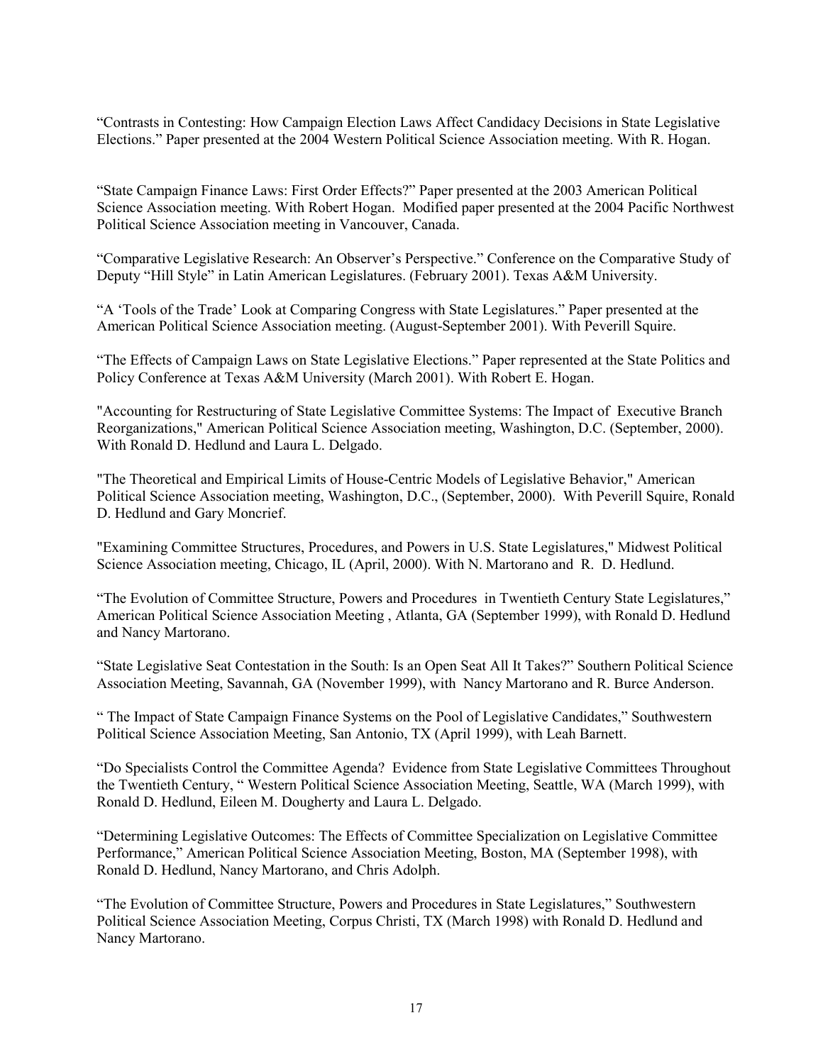"Contrasts in Contesting: How Campaign Election Laws Affect Candidacy Decisions in State Legislative Elections." Paper presented at the 2004 Western Political Science Association meeting. With R. Hogan.

"State Campaign Finance Laws: First Order Effects?" Paper presented at the 2003 American Political Science Association meeting. With Robert Hogan. Modified paper presented at the 2004 Pacific Northwest Political Science Association meeting in Vancouver, Canada.

"Comparative Legislative Research: An Observer's Perspective." Conference on the Comparative Study of Deputy "Hill Style" in Latin American Legislatures. (February 2001). Texas A&M University.

"A 'Tools of the Trade' Look at Comparing Congress with State Legislatures." Paper presented at the American Political Science Association meeting. (August-September 2001). With Peverill Squire.

"The Effects of Campaign Laws on State Legislative Elections." Paper represented at the State Politics and Policy Conference at Texas A&M University (March 2001). With Robert E. Hogan.

"Accounting for Restructuring of State Legislative Committee Systems: The Impact of Executive Branch Reorganizations," American Political Science Association meeting, Washington, D.C. (September, 2000). With Ronald D. Hedlund and Laura L. Delgado.

"The Theoretical and Empirical Limits of House-Centric Models of Legislative Behavior," American Political Science Association meeting, Washington, D.C., (September, 2000). With Peverill Squire, Ronald D. Hedlund and Gary Moncrief.

"Examining Committee Structures, Procedures, and Powers in U.S. State Legislatures," Midwest Political Science Association meeting, Chicago, IL (April, 2000). With N. Martorano and R. D. Hedlund.

"The Evolution of Committee Structure, Powers and Procedures in Twentieth Century State Legislatures," American Political Science Association Meeting , Atlanta, GA (September 1999), with Ronald D. Hedlund and Nancy Martorano.

"State Legislative Seat Contestation in the South: Is an Open Seat All It Takes?" Southern Political Science Association Meeting, Savannah, GA (November 1999), with Nancy Martorano and R. Burce Anderson.

" The Impact of State Campaign Finance Systems on the Pool of Legislative Candidates," Southwestern Political Science Association Meeting, San Antonio, TX (April 1999), with Leah Barnett.

"Do Specialists Control the Committee Agenda? Evidence from State Legislative Committees Throughout the Twentieth Century, " Western Political Science Association Meeting, Seattle, WA (March 1999), with Ronald D. Hedlund, Eileen M. Dougherty and Laura L. Delgado.

"Determining Legislative Outcomes: The Effects of Committee Specialization on Legislative Committee Performance," American Political Science Association Meeting, Boston, MA (September 1998), with Ronald D. Hedlund, Nancy Martorano, and Chris Adolph.

"The Evolution of Committee Structure, Powers and Procedures in State Legislatures," Southwestern Political Science Association Meeting, Corpus Christi, TX (March 1998) with Ronald D. Hedlund and Nancy Martorano.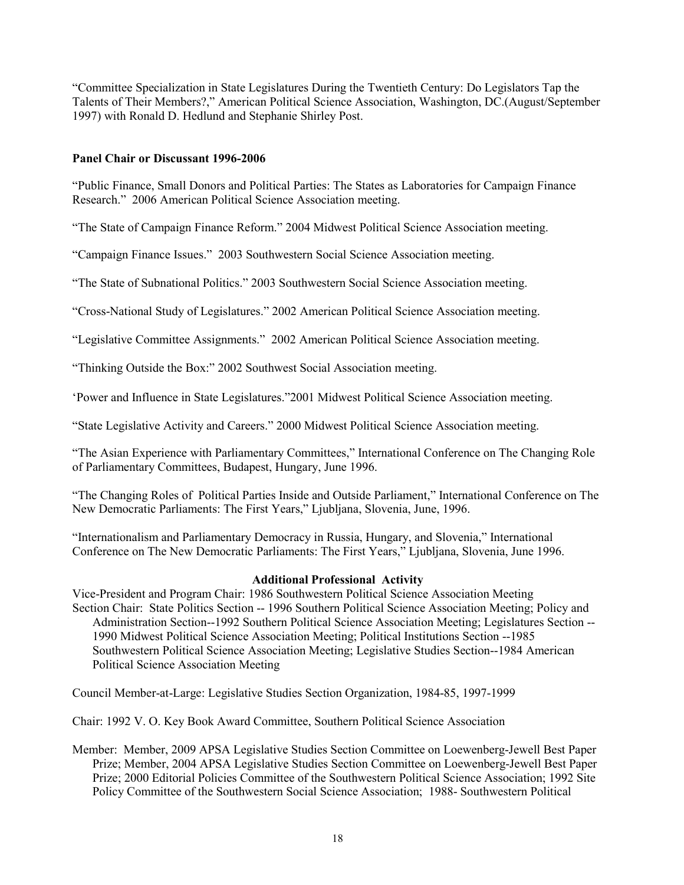"Committee Specialization in State Legislatures During the Twentieth Century: Do Legislators Tap the Talents of Their Members?," American Political Science Association, Washington, DC.(August/September 1997) with Ronald D. Hedlund and Stephanie Shirley Post.

**Panel Chair or Discussant 1996-2006**

"Public Finance, Small Donors and Political Parties: The States as Laboratories for Campaign Finance Research." 2006 American Political Science Association meeting.

"The State of Campaign Finance Reform." 2004 Midwest Political Science Association meeting.

"Campaign Finance Issues." 2003 Southwestern Social Science Association meeting.

"The State of Subnational Politics." 2003 Southwestern Social Science Association meeting.

"Cross-National Study of Legislatures." 2002 American Political Science Association meeting.

"Legislative Committee Assignments." 2002 American Political Science Association meeting.

"Thinking Outside the Box:" 2002 Southwest Social Association meeting.

'Power and Influence in State Legislatures."2001 Midwest Political Science Association meeting.

"State Legislative Activity and Careers." 2000 Midwest Political Science Association meeting.

"The Asian Experience with Parliamentary Committees," International Conference on The Changing Role of Parliamentary Committees, Budapest, Hungary, June 1996.

"The Changing Roles of Political Parties Inside and Outside Parliament," International Conference on The New Democratic Parliaments: The First Years," Ljubljana, Slovenia, June, 1996.

"Internationalism and Parliamentary Democracy in Russia, Hungary, and Slovenia," International Conference on The New Democratic Parliaments: The First Years," Ljubljana, Slovenia, June 1996.

**Additional Professional Activity**

Vice-President and Program Chair: 1986 Southwestern Political Science Association Meeting

Section Chair: State Politics Section -- 1996 Southern Political Science Association Meeting; Policy and Administration Section--1992 Southern Political Science Association Meeting; Legislatures Section -- 1990 Midwest Political Science Association Meeting; Political Institutions Section --1985 Southwestern Political Science Association Meeting; Legislative Studies Section--1984 American Political Science Association Meeting

Council Member-at-Large: Legislative Studies Section Organization, 1984-85, 1997-1999

Chair: 1992 V. O. Key Book Award Committee, Southern Political Science Association

Member: Member, 2009 APSA Legislative Studies Section Committee on Loewenberg-Jewell Best Paper Prize; Member, 2004 APSA Legislative Studies Section Committee on Loewenberg-Jewell Best Paper Prize; 2000 Editorial Policies Committee of the Southwestern Political Science Association; 1992 Site Policy Committee of the Southwestern Social Science Association; 1988- Southwestern Political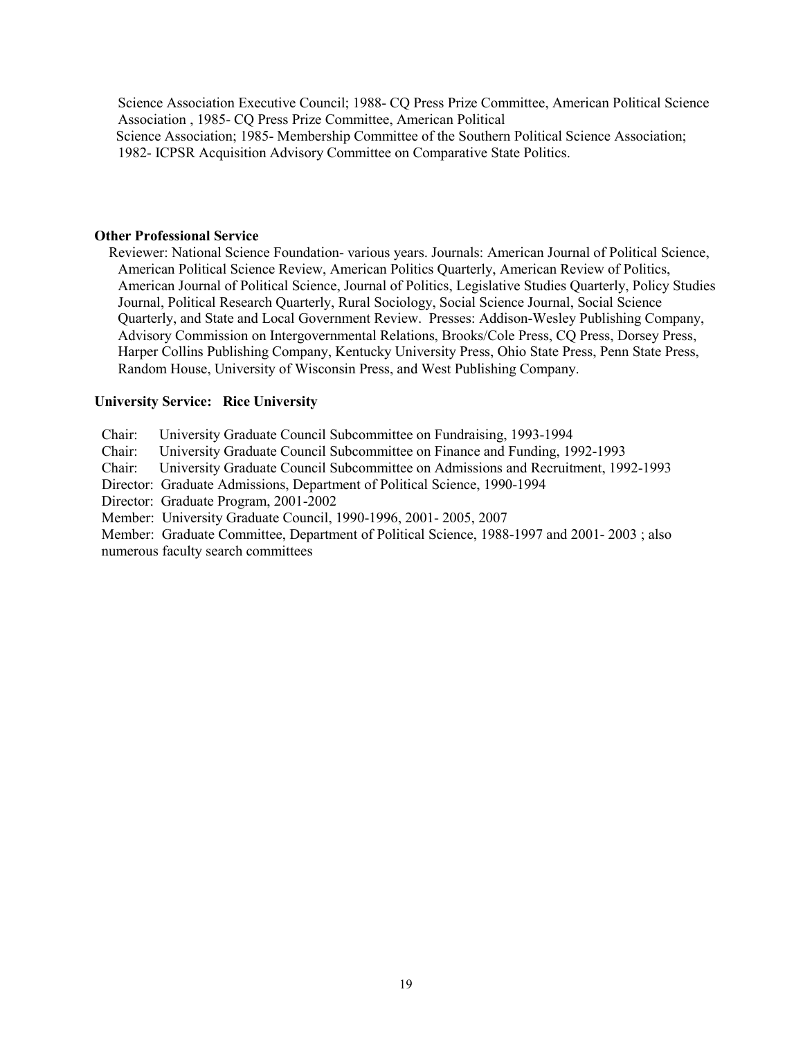Science Association Executive Council; 1988- CQ Press Prize Committee, American Political Science Association , 1985- CQ Press Prize Committee, American Political Science Association; 1985- Membership Committee of the Southern Political Science Association; 1982- ICPSR Acquisition Advisory Committee on Comparative State Politics.

**Other Professional Service**

Reviewer: National Science Foundation- various years. Journals: American Journal of Political Science, American Political Science Review, American Politics Quarterly, American Review of Politics, American Journal of Political Science, Journal of Politics, Legislative Studies Quarterly, Policy Studies Journal, Political Research Quarterly, Rural Sociology, Social Science Journal, Social Science Quarterly, and State and Local Government Review. Presses: Addison-Wesley Publishing Company, Advisory Commission on Intergovernmental Relations, Brooks/Cole Press, CQ Press, Dorsey Press, Harper Collins Publishing Company, Kentucky University Press, Ohio State Press, Penn State Press, Random House, University of Wisconsin Press, and West Publishing Company.

**University Service: Rice University**

Chair: University Graduate Council Subcommittee on Fundraising, 1993-1994
Chair: University Graduate Council Subcommittee on Finance and Funding, 1992-1993
Chair: University Graduate Council Subcommittee on Admissions and Recruitment, 1992-1993
Director: Graduate Admissions, Department of Political Science, 1990-1994
Director: Graduate Program, 2001-2002
Member: University Graduate Council, 1990-1996, 2001- 2005, 2007
Member: Graduate Committee, Department of Political Science, 1988-1997 and 2001- 2003 ; also numerous faculty search committees